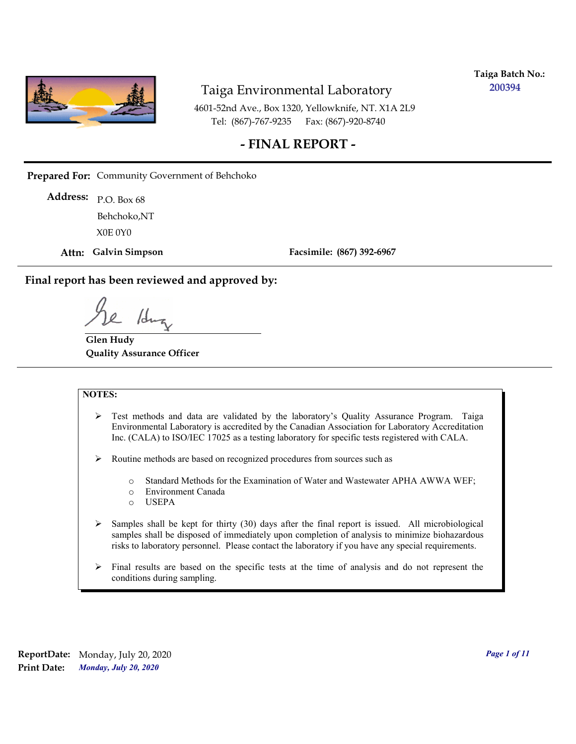**Taiga Batch No.:** 200394

# Taiga Environmental Laboratory

4601-52nd Ave., Box 1320, Yellowknife, NT. X1A 2L9
Tel: (867)-767-9235 Fax: (867)-920-8740

## - FINAL REPORT -

**Prepared For:** Community Government of Behchoko

**Address:** P.O. Box 68
Behchoko,NT
X0E 0Y0

**Attn: Galvin Simpson** **Facsimile: (867) 392-6967**

### Final report has been reviewed and approved by:

**Glen Hudy**
**Quality Assurance Officer**

**NOTES:**

- Test methods and data are validated by the laboratory's Quality Assurance Program. Taiga Environmental Laboratory is accredited by the Canadian Association for Laboratory Accreditation Inc. (CALA) to ISO/IEC 17025 as a testing laboratory for specific tests registered with CALA.
- Routine methods are based on recognized procedures from sources such as
  - Standard Methods for the Examination of Water and Wastewater APHA AWWA WEF;
  - Environment Canada
  - USEPA
- Samples shall be kept for thirty (30) days after the final report is issued. All microbiological samples shall be disposed of immediately upon completion of analysis to minimize biohazardous risks to laboratory personnel. Please contact the laboratory if you have any special requirements.
- Final results are based on the specific tests at the time of analysis and do not represent the conditions during sampling.

**ReportDate:** Monday, July 20, 2020
**Print Date:** *Monday, July 20, 2020*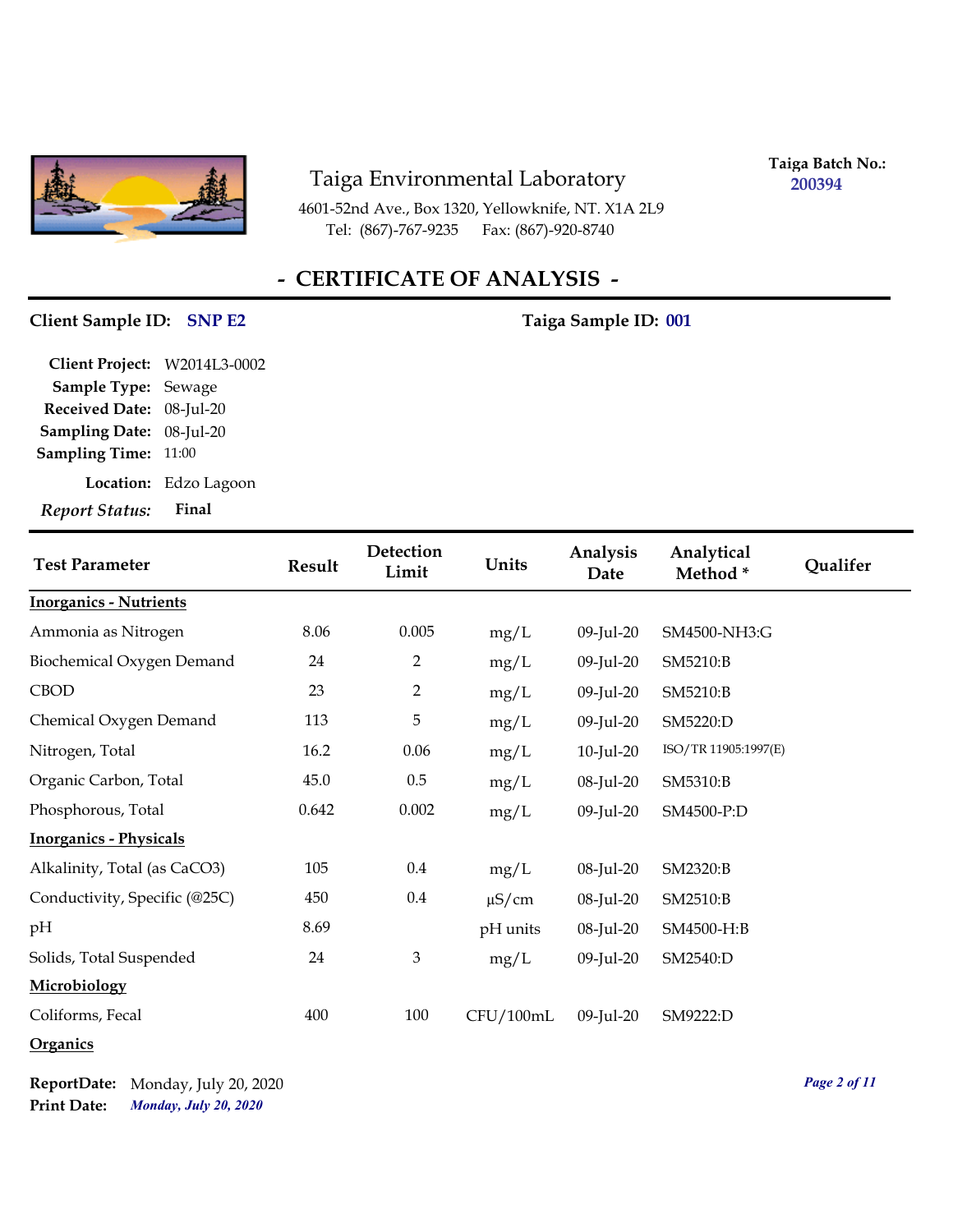Taiga Environmental Laboratory

4601-52nd Ave., Box 1320, Yellowknife, NT. X1A 2L9
Tel: (867)-767-9235 Fax: (867)-920-8740

**Taiga Batch No.:** 200394

# - CERTIFICATE OF ANALYSIS -

**Client Sample ID:** SNP E2 **Taiga Sample ID:** 001

**Client Project:** W2014L3-0002
**Sample Type:** Sewage
**Received Date:** 08-Jul-20
**Sampling Date:** 08-Jul-20
**Sampling Time:** 11:00
**Location:** Edzo Lagoon
***Report Status:*** **Final**

| Test Parameter | Result | Detection Limit | Units | Analysis Date | Analytical Method * | Qualifer |
|---|---|---|---|---|---|---|
| **Inorganics - Nutrients** | | | | | | |
| Ammonia as Nitrogen | 8.06 | 0.005 | mg/L | 09-Jul-20 | SM4500-NH3:G | |
| Biochemical Oxygen Demand | 24 | 2 | mg/L | 09-Jul-20 | SM5210:B | |
| CBOD | 23 | 2 | mg/L | 09-Jul-20 | SM5210:B | |
| Chemical Oxygen Demand | 113 | 5 | mg/L | 09-Jul-20 | SM5220:D | |
| Nitrogen, Total | 16.2 | 0.06 | mg/L | 10-Jul-20 | ISO/TR 11905:1997(E) | |
| Organic Carbon, Total | 45.0 | 0.5 | mg/L | 08-Jul-20 | SM5310:B | |
| Phosphorous, Total | 0.642 | 0.002 | mg/L | 09-Jul-20 | SM4500-P:D | |
| **Inorganics - Physicals** | | | | | | |
| Alkalinity, Total (as $CaCO_3$) | 105 | 0.4 | mg/L | 08-Jul-20 | SM2320:B | |
| Conductivity, Specific (@25C) | 450 | 0.4 | µS/cm | 08-Jul-20 | SM2510:B | |
| pH | 8.69 | | pH units | 08-Jul-20 | SM4500-H:B | |
| Solids, Total Suspended | 24 | 3 | mg/L | 09-Jul-20 | SM2540:D | |
| **Microbiology** | | | | | | |
| Coliforms, Fecal | 400 | 100 | CFU/100mL | 09-Jul-20 | SM9222:D | |
| **Organics** | | | | | | |

**ReportDate:** Monday, July 20, 2020
**Print Date:** *Monday, July 20, 2020*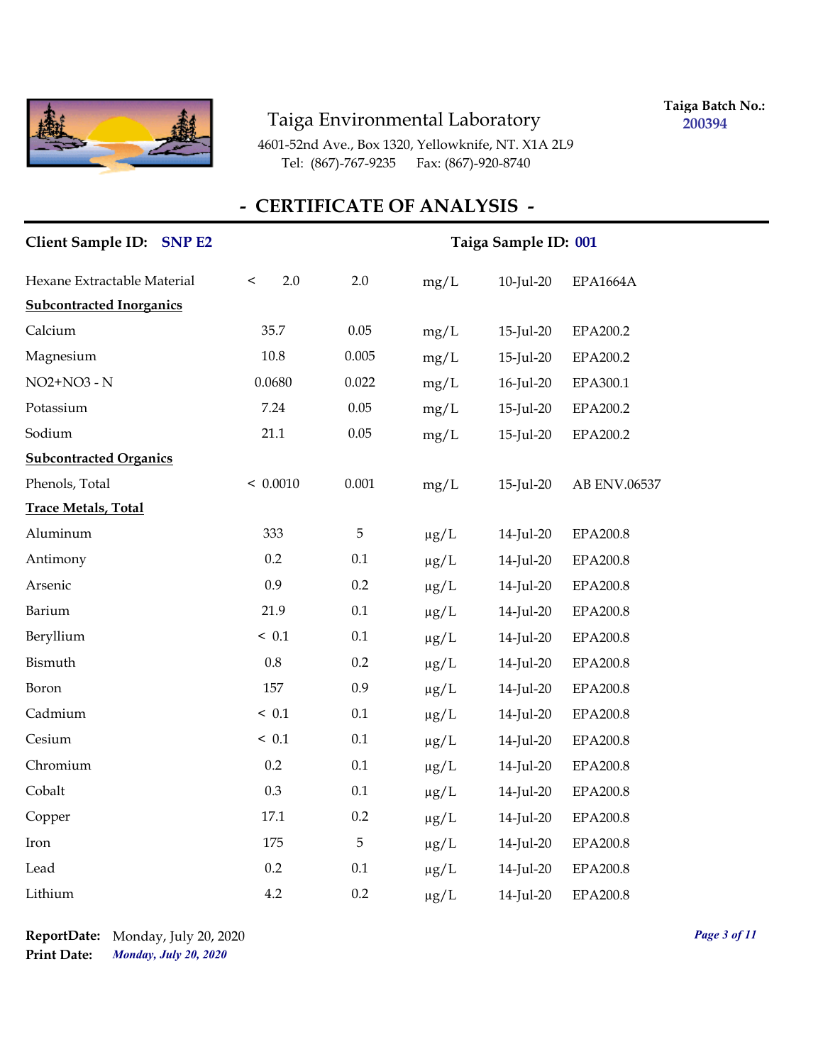# Taiga Environmental Laboratory

4601-52nd Ave., Box 1320, Yellowknife, NT. X1A 2L9
Tel: (867)-767-9235 Fax: (867)-920-8740

**Taiga Batch No.:** 200394

## - CERTIFICATE OF ANALYSIS -

**Client Sample ID:** SNP E2 **Taiga Sample ID:** 001

| | | | | | |
|---|---|---|---|---|---|
| Hexane Extractable Material | < 2.0 | 2.0 | mg/L | 10-Jul-20 | EPA1664A |
| **Subcontracted Inorganics** | | | | | |
| Calcium | 35.7 | 0.05 | mg/L | 15-Jul-20 | EPA200.2 |
| Magnesium | 10.8 | 0.005 | mg/L | 15-Jul-20 | EPA200.2 |
| NO2+NO3 - N | 0.0680 | 0.022 | mg/L | 16-Jul-20 | EPA300.1 |
| Potassium | 7.24 | 0.05 | mg/L | 15-Jul-20 | EPA200.2 |
| Sodium | 21.1 | 0.05 | mg/L | 15-Jul-20 | EPA200.2 |
| **Subcontracted Organics** | | | | | |
| Phenols, Total | < 0.0010 | 0.001 | mg/L | 15-Jul-20 | AB ENV.06537 |
| **Trace Metals, Total** | | | | | |
| Aluminum | 333 | 5 | µg/L | 14-Jul-20 | EPA200.8 |
| Antimony | 0.2 | 0.1 | µg/L | 14-Jul-20 | EPA200.8 |
| Arsenic | 0.9 | 0.2 | µg/L | 14-Jul-20 | EPA200.8 |
| Barium | 21.9 | 0.1 | µg/L | 14-Jul-20 | EPA200.8 |
| Beryllium | < 0.1 | 0.1 | µg/L | 14-Jul-20 | EPA200.8 |
| Bismuth | 0.8 | 0.2 | µg/L | 14-Jul-20 | EPA200.8 |
| Boron | 157 | 0.9 | µg/L | 14-Jul-20 | EPA200.8 |
| Cadmium | < 0.1 | 0.1 | µg/L | 14-Jul-20 | EPA200.8 |
| Cesium | < 0.1 | 0.1 | µg/L | 14-Jul-20 | EPA200.8 |
| Chromium | 0.2 | 0.1 | µg/L | 14-Jul-20 | EPA200.8 |
| Cobalt | 0.3 | 0.1 | µg/L | 14-Jul-20 | EPA200.8 |
| Copper | 17.1 | 0.2 | µg/L | 14-Jul-20 | EPA200.8 |
| Iron | 175 | 5 | µg/L | 14-Jul-20 | EPA200.8 |
| Lead | 0.2 | 0.1 | µg/L | 14-Jul-20 | EPA200.8 |
| Lithium | 4.2 | 0.2 | µg/L | 14-Jul-20 | EPA200.8 |

**ReportDate:** Monday, July 20, 2020
**Print Date:** *Monday, July 20, 2020*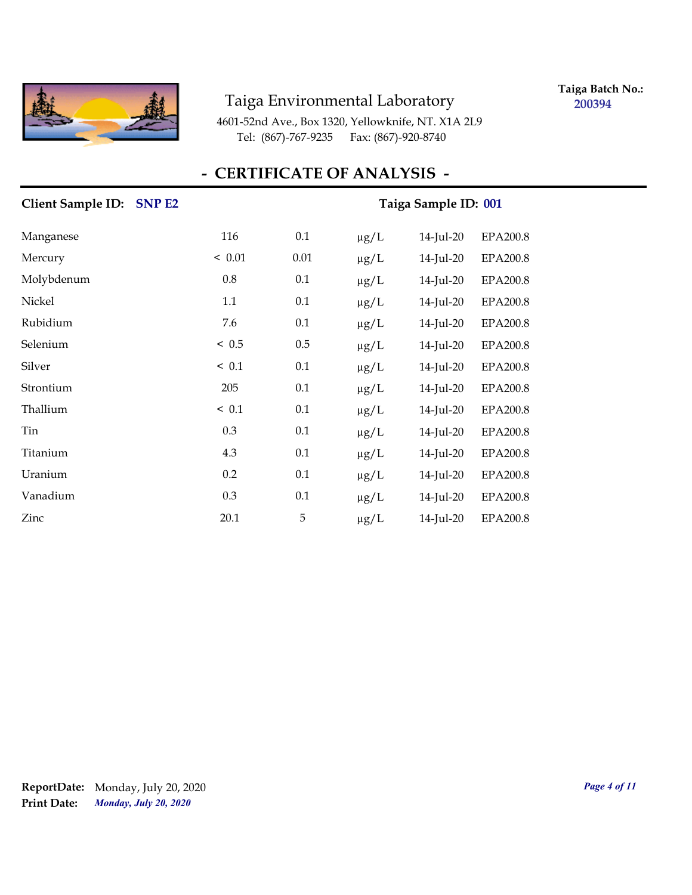Taiga Environmental Laboratory

4601-52nd Ave., Box 1320, Yellowknife, NT. X1A 2L9
Tel: (867)-767-9235 Fax: (867)-920-8740

**Taiga Batch No.:** 200394

## - CERTIFICATE OF ANALYSIS -

**Client Sample ID:** SNP E2 **Taiga Sample ID:** 001

| | | | | | |
|---|---|---|---|---|---|
| Manganese | 116 | 0.1 | µg/L | 14-Jul-20 | EPA200.8 |
| Mercury | < 0.01 | 0.01 | µg/L | 14-Jul-20 | EPA200.8 |
| Molybdenum | 0.8 | 0.1 | µg/L | 14-Jul-20 | EPA200.8 |
| Nickel | 1.1 | 0.1 | µg/L | 14-Jul-20 | EPA200.8 |
| Rubidium | 7.6 | 0.1 | µg/L | 14-Jul-20 | EPA200.8 |
| Selenium | < 0.5 | 0.5 | µg/L | 14-Jul-20 | EPA200.8 |
| Silver | < 0.1 | 0.1 | µg/L | 14-Jul-20 | EPA200.8 |
| Strontium | 205 | 0.1 | µg/L | 14-Jul-20 | EPA200.8 |
| Thallium | < 0.1 | 0.1 | µg/L | 14-Jul-20 | EPA200.8 |
| Tin | 0.3 | 0.1 | µg/L | 14-Jul-20 | EPA200.8 |
| Titanium | 4.3 | 0.1 | µg/L | 14-Jul-20 | EPA200.8 |
| Uranium | 0.2 | 0.1 | µg/L | 14-Jul-20 | EPA200.8 |
| Vanadium | 0.3 | 0.1 | µg/L | 14-Jul-20 | EPA200.8 |
| Zinc | 20.1 | 5 | µg/L | 14-Jul-20 | EPA200.8 |

**ReportDate:** Monday, July 20, 2020
**Print Date:** *Monday, July 20, 2020*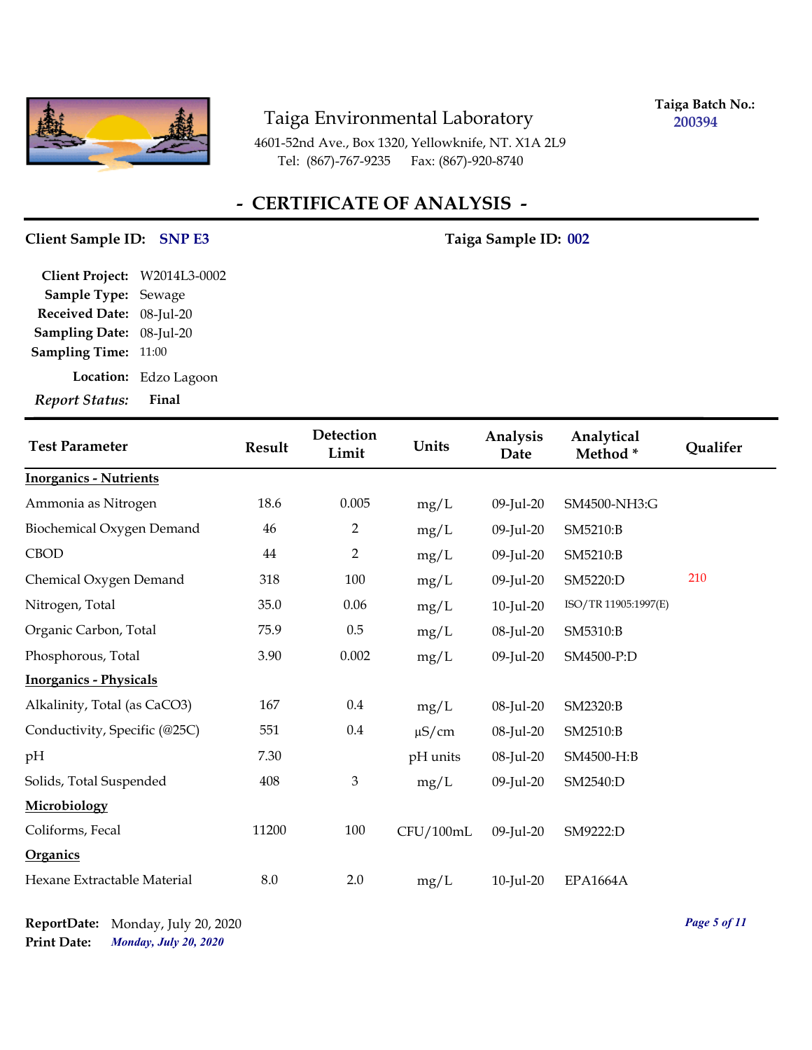Taiga Environmental Laboratory

4601-52nd Ave., Box 1320, Yellowknife, NT. X1A 2L9
Tel: (867)-767-9235 Fax: (867)-920-8740

**Taiga Batch No.:** 200394

## - CERTIFICATE OF ANALYSIS -

**Client Sample ID:** SNP E3 **Taiga Sample ID:** 002

**Client Project:** W2014L3-0002
**Sample Type:** Sewage
**Received Date:** 08-Jul-20
**Sampling Date:** 08-Jul-20
**Sampling Time:** 11:00
**Location:** Edzo Lagoon
***Report Status:*** **Final**

| Test Parameter | Result | Detection Limit | Units | Analysis Date | Analytical Method * | Qualifer |
|---|---|---|---|---|---|---|
| **Inorganics - Nutrients** | | | | | | |
| Ammonia as Nitrogen | 18.6 | 0.005 | mg/L | 09-Jul-20 | SM4500-NH3:G | |
| Biochemical Oxygen Demand | 46 | 2 | mg/L | 09-Jul-20 | SM5210:B | |
| CBOD | 44 | 2 | mg/L | 09-Jul-20 | SM5210:B | |
| Chemical Oxygen Demand | 318 | 100 | mg/L | 09-Jul-20 | SM5220:D | 210 |
| Nitrogen, Total | 35.0 | 0.06 | mg/L | 10-Jul-20 | ISO/TR 11905:1997(E) | |
| Organic Carbon, Total | 75.9 | 0.5 | mg/L | 08-Jul-20 | SM5310:B | |
| Phosphorous, Total | 3.90 | 0.002 | mg/L | 09-Jul-20 | SM4500-P:D | |
| **Inorganics - Physicals** | | | | | | |
| Alkalinity, Total (as CaCO3) | 167 | 0.4 | mg/L | 08-Jul-20 | SM2320:B | |
| Conductivity, Specific (@25C) | 551 | 0.4 | µS/cm | 08-Jul-20 | SM2510:B | |
| pH | 7.30 | | pH units | 08-Jul-20 | SM4500-H:B | |
| Solids, Total Suspended | 408 | 3 | mg/L | 09-Jul-20 | SM2540:D | |
| **Microbiology** | | | | | | |
| Coliforms, Fecal | 11200 | 100 | CFU/100mL | 09-Jul-20 | SM9222:D | |
| **Organics** | | | | | | |
| Hexane Extractable Material | 8.0 | 2.0 | mg/L | 10-Jul-20 | EPA1664A | |

**ReportDate:** Monday, July 20, 2020
**Print Date:** *Monday, July 20, 2020*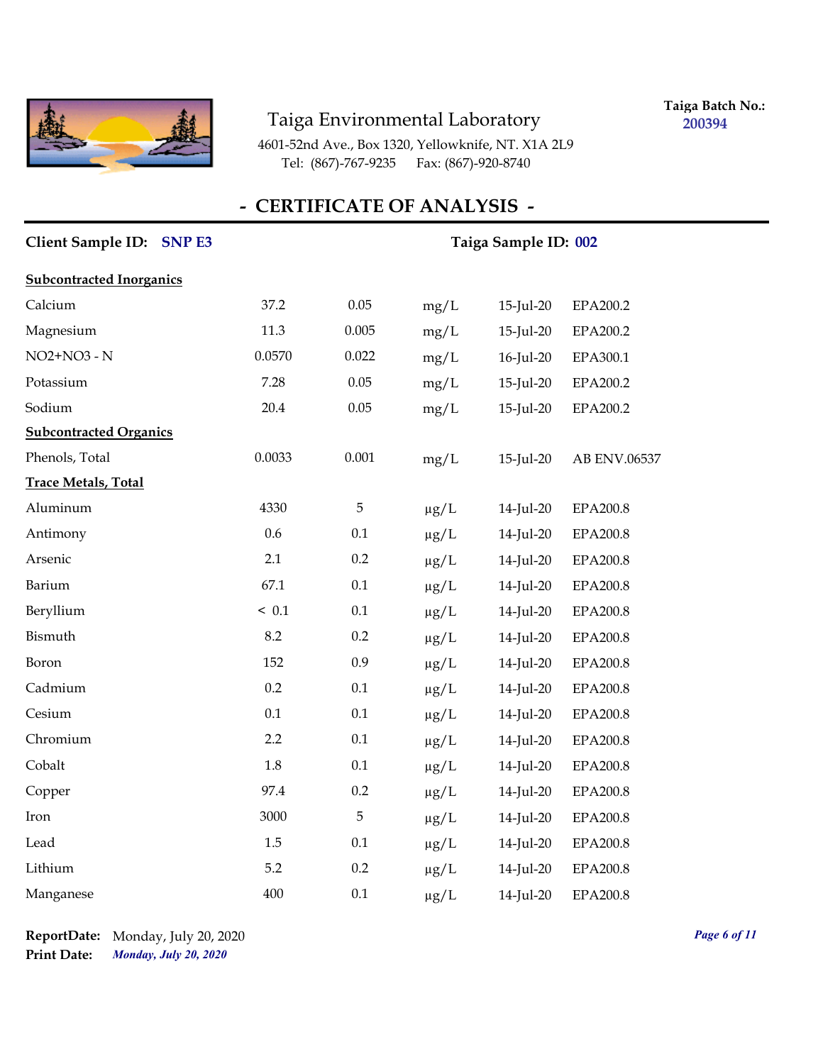Taiga Environmental Laboratory

4601-52nd Ave., Box 1320, Yellowknife, NT. X1A 2L9
Tel: (867)-767-9235 Fax: (867)-920-8740

**Taiga Batch No.:** 200394

## - CERTIFICATE OF ANALYSIS -

**Client Sample ID:** **SNP E3** **Taiga Sample ID:** **002**

| | | | | | |
|---|---|---|---|---|---|
| **Subcontracted Inorganics** | | | | | |
| Calcium | 37.2 | 0.05 | mg/L | 15-Jul-20 | EPA200.2 |
| Magnesium | 11.3 | 0.005 | mg/L | 15-Jul-20 | EPA200.2 |
| NO2+NO3 - N | 0.0570 | 0.022 | mg/L | 16-Jul-20 | EPA300.1 |
| Potassium | 7.28 | 0.05 | mg/L | 15-Jul-20 | EPA200.2 |
| Sodium | 20.4 | 0.05 | mg/L | 15-Jul-20 | EPA200.2 |
| **Subcontracted Organics** | | | | | |
| Phenols, Total | 0.0033 | 0.001 | mg/L | 15-Jul-20 | AB ENV.06537 |
| **Trace Metals, Total** | | | | | |
| Aluminum | 4330 | 5 | µg/L | 14-Jul-20 | EPA200.8 |
| Antimony | 0.6 | 0.1 | µg/L | 14-Jul-20 | EPA200.8 |
| Arsenic | 2.1 | 0.2 | µg/L | 14-Jul-20 | EPA200.8 |
| Barium | 67.1 | 0.1 | µg/L | 14-Jul-20 | EPA200.8 |
| Beryllium | < 0.1 | 0.1 | µg/L | 14-Jul-20 | EPA200.8 |
| Bismuth | 8.2 | 0.2 | µg/L | 14-Jul-20 | EPA200.8 |
| Boron | 152 | 0.9 | µg/L | 14-Jul-20 | EPA200.8 |
| Cadmium | 0.2 | 0.1 | µg/L | 14-Jul-20 | EPA200.8 |
| Cesium | 0.1 | 0.1 | µg/L | 14-Jul-20 | EPA200.8 |
| Chromium | 2.2 | 0.1 | µg/L | 14-Jul-20 | EPA200.8 |
| Cobalt | 1.8 | 0.1 | µg/L | 14-Jul-20 | EPA200.8 |
| Copper | 97.4 | 0.2 | µg/L | 14-Jul-20 | EPA200.8 |
| Iron | 3000 | 5 | µg/L | 14-Jul-20 | EPA200.8 |
| Lead | 1.5 | 0.1 | µg/L | 14-Jul-20 | EPA200.8 |
| Lithium | 5.2 | 0.2 | µg/L | 14-Jul-20 | EPA200.8 |
| Manganese | 400 | 0.1 | µg/L | 14-Jul-20 | EPA200.8 |

**ReportDate:** Monday, July 20, 2020
**Print Date:** *Monday, July 20, 2020*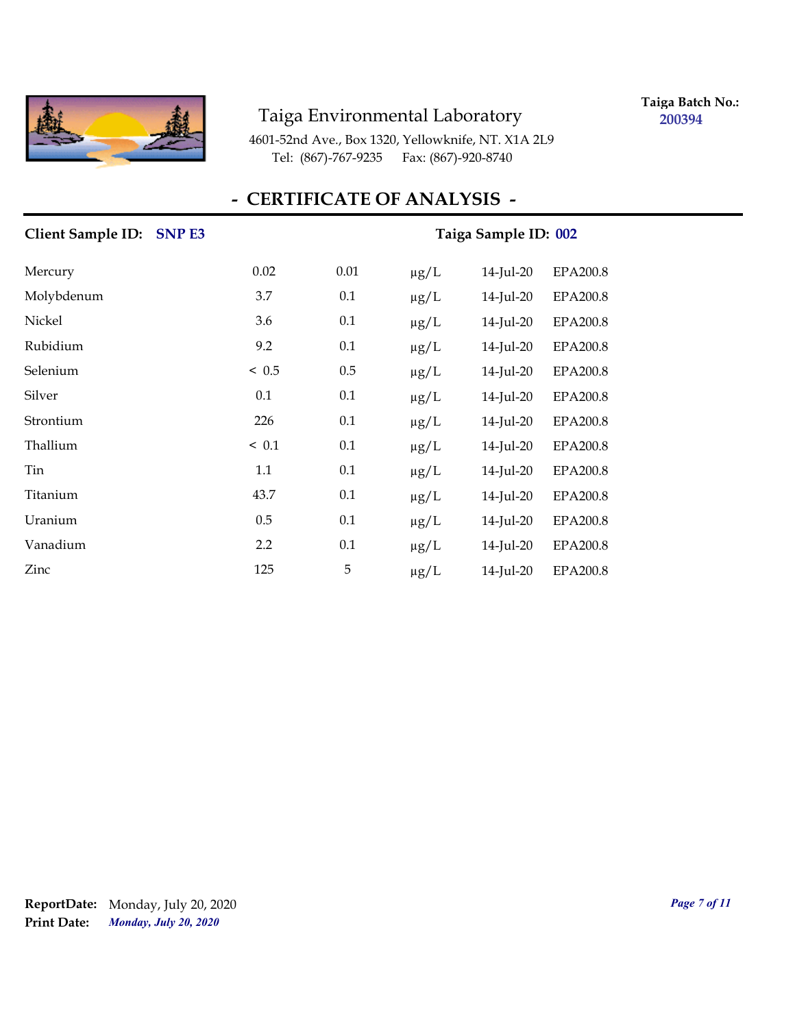Taiga Environmental Laboratory

4601-52nd Ave., Box 1320, Yellowknife, NT. X1A 2L9
Tel: (867)-767-9235 Fax: (867)-920-8740

**Taiga Batch No.:** **200394**

## - CERTIFICATE OF ANALYSIS -

**Client Sample ID:** **SNP E3** **Taiga Sample ID:** **002**

| | | | | | |
|---|---|---|---|---|---|
| Mercury | 0.02 | 0.01 | µg/L | 14-Jul-20 | EPA200.8 |
| Molybdenum | 3.7 | 0.1 | µg/L | 14-Jul-20 | EPA200.8 |
| Nickel | 3.6 | 0.1 | µg/L | 14-Jul-20 | EPA200.8 |
| Rubidium | 9.2 | 0.1 | µg/L | 14-Jul-20 | EPA200.8 |
| Selenium | < 0.5 | 0.5 | µg/L | 14-Jul-20 | EPA200.8 |
| Silver | 0.1 | 0.1 | µg/L | 14-Jul-20 | EPA200.8 |
| Strontium | 226 | 0.1 | µg/L | 14-Jul-20 | EPA200.8 |
| Thallium | < 0.1 | 0.1 | µg/L | 14-Jul-20 | EPA200.8 |
| Tin | 1.1 | 0.1 | µg/L | 14-Jul-20 | EPA200.8 |
| Titanium | 43.7 | 0.1 | µg/L | 14-Jul-20 | EPA200.8 |
| Uranium | 0.5 | 0.1 | µg/L | 14-Jul-20 | EPA200.8 |
| Vanadium | 2.2 | 0.1 | µg/L | 14-Jul-20 | EPA200.8 |
| Zinc | 125 | 5 | µg/L | 14-Jul-20 | EPA200.8 |

**ReportDate:** Monday, July 20, 2020
**Print Date:** ***Monday, July 20, 2020***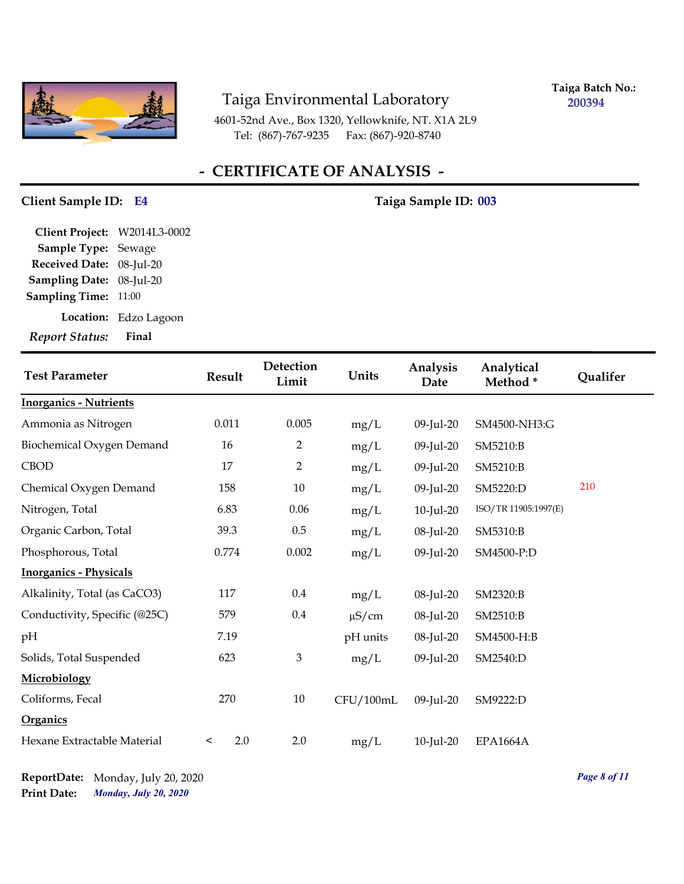Taiga Environmental Laboratory

4601-52nd Ave., Box 1320, Yellowknife, NT. X1A 2L9
Tel: (867)-767-9235 Fax: (867)-920-8740

**Taiga Batch No.:** 200394

## - CERTIFICATE OF ANALYSIS -

**Client Sample ID:** E4 **Taiga Sample ID:** 003

**Client Project:** W2014L3-0002
**Sample Type:** Sewage
**Received Date:** 08-Jul-20
**Sampling Date:** 08-Jul-20
**Sampling Time:** 11:00
**Location:** Edzo Lagoon
***Report Status:*** **Final**

| Test Parameter | Result | Detection Limit | Units | Analysis Date | Analytical Method * | Qualifer |
|---|---|---|---|---|---|---|
| **Inorganics - Nutrients** | | | | | | |
| Ammonia as Nitrogen | 0.011 | 0.005 | mg/L | 09-Jul-20 | SM4500-NH3:G | |
| Biochemical Oxygen Demand | 16 | 2 | mg/L | 09-Jul-20 | SM5210:B | |
| CBOD | 17 | 2 | mg/L | 09-Jul-20 | SM5210:B | |
| Chemical Oxygen Demand | 158 | 10 | mg/L | 09-Jul-20 | SM5220:D | 210 |
| Nitrogen, Total | 6.83 | 0.06 | mg/L | 10-Jul-20 | ISO/TR 11905:1997(E) | |
| Organic Carbon, Total | 39.3 | 0.5 | mg/L | 08-Jul-20 | SM5310:B | |
| Phosphorous, Total | 0.774 | 0.002 | mg/L | 09-Jul-20 | SM4500-P:D | |
| **Inorganics - Physicals** | | | | | | |
| Alkalinity, Total (as CaCO3) | 117 | 0.4 | mg/L | 08-Jul-20 | SM2320:B | |
| Conductivity, Specific (@25C) | 579 | 0.4 | µS/cm | 08-Jul-20 | SM2510:B | |
| pH | 7.19 | | pH units | 08-Jul-20 | SM4500-H:B | |
| Solids, Total Suspended | 623 | 3 | mg/L | 09-Jul-20 | SM2540:D | |
| **Microbiology** | | | | | | |
| Coliforms, Fecal | 270 | 10 | CFU/100mL | 09-Jul-20 | SM9222:D | |
| **Organics** | | | | | | |
| Hexane Extractable Material | < 2.0 | 2.0 | mg/L | 10-Jul-20 | EPA1664A | |

**ReportDate:** Monday, July 20, 2020
**Print Date:** *Monday, July 20, 2020*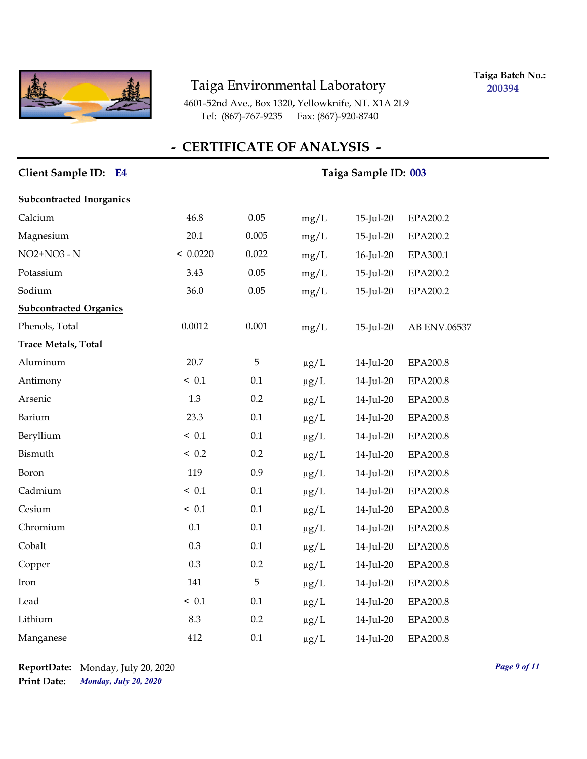Taiga Environmental Laboratory

4601-52nd Ave., Box 1320, Yellowknife, NT. X1A 2L9
Tel: (867)-767-9235 Fax: (867)-920-8740

**Taiga Batch No.:** 200394

## - CERTIFICATE OF ANALYSIS -

**Client Sample ID:** E4 **Taiga Sample ID:** 003

| | | | | | |
|---|---|---|---|---|---|
| **Subcontracted Inorganics** | | | | | |
| Calcium | 46.8 | 0.05 | mg/L | 15-Jul-20 | EPA200.2 |
| Magnesium | 20.1 | 0.005 | mg/L | 15-Jul-20 | EPA200.2 |
| NO2+NO3 - N | < 0.0220 | 0.022 | mg/L | 16-Jul-20 | EPA300.1 |
| Potassium | 3.43 | 0.05 | mg/L | 15-Jul-20 | EPA200.2 |
| Sodium | 36.0 | 0.05 | mg/L | 15-Jul-20 | EPA200.2 |
| **Subcontracted Organics** | | | | | |
| Phenols, Total | 0.0012 | 0.001 | mg/L | 15-Jul-20 | AB ENV.06537 |
| **Trace Metals, Total** | | | | | |
| Aluminum | 20.7 | 5 | µg/L | 14-Jul-20 | EPA200.8 |
| Antimony | < 0.1 | 0.1 | µg/L | 14-Jul-20 | EPA200.8 |
| Arsenic | 1.3 | 0.2 | µg/L | 14-Jul-20 | EPA200.8 |
| Barium | 23.3 | 0.1 | µg/L | 14-Jul-20 | EPA200.8 |
| Beryllium | < 0.1 | 0.1 | µg/L | 14-Jul-20 | EPA200.8 |
| Bismuth | < 0.2 | 0.2 | µg/L | 14-Jul-20 | EPA200.8 |
| Boron | 119 | 0.9 | µg/L | 14-Jul-20 | EPA200.8 |
| Cadmium | < 0.1 | 0.1 | µg/L | 14-Jul-20 | EPA200.8 |
| Cesium | < 0.1 | 0.1 | µg/L | 14-Jul-20 | EPA200.8 |
| Chromium | 0.1 | 0.1 | µg/L | 14-Jul-20 | EPA200.8 |
| Cobalt | 0.3 | 0.1 | µg/L | 14-Jul-20 | EPA200.8 |
| Copper | 0.3 | 0.2 | µg/L | 14-Jul-20 | EPA200.8 |
| Iron | 141 | 5 | µg/L | 14-Jul-20 | EPA200.8 |
| Lead | < 0.1 | 0.1 | µg/L | 14-Jul-20 | EPA200.8 |
| Lithium | 8.3 | 0.2 | µg/L | 14-Jul-20 | EPA200.8 |
| Manganese | 412 | 0.1 | µg/L | 14-Jul-20 | EPA200.8 |

**ReportDate:** Monday, July 20, 2020
**Print Date:** *Monday, July 20, 2020*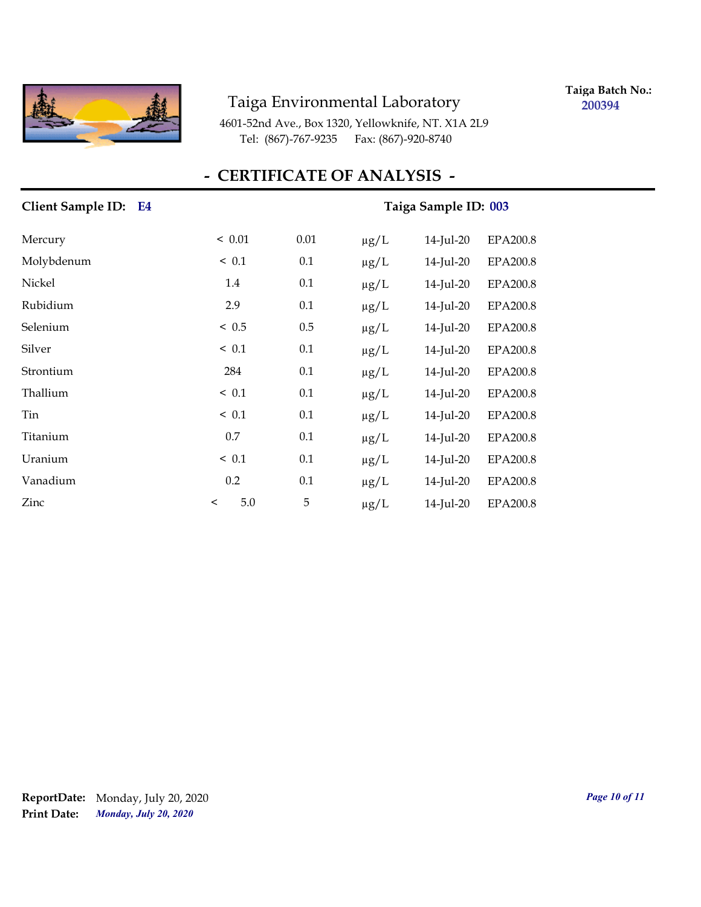Taiga Environmental Laboratory

4601-52nd Ave., Box 1320, Yellowknife, NT. X1A 2L9
Tel: (867)-767-9235 Fax: (867)-920-8740

**Taiga Batch No.:** 200394

## - CERTIFICATE OF ANALYSIS -

**Client Sample ID:** E4 **Taiga Sample ID:** 003

| | | | | | |
|---|---|---|---|---|---|
| Mercury | < 0.01 | 0.01 | µg/L | 14-Jul-20 | EPA200.8 |
| Molybdenum | < 0.1 | 0.1 | µg/L | 14-Jul-20 | EPA200.8 |
| Nickel | 1.4 | 0.1 | µg/L | 14-Jul-20 | EPA200.8 |
| Rubidium | 2.9 | 0.1 | µg/L | 14-Jul-20 | EPA200.8 |
| Selenium | < 0.5 | 0.5 | µg/L | 14-Jul-20 | EPA200.8 |
| Silver | < 0.1 | 0.1 | µg/L | 14-Jul-20 | EPA200.8 |
| Strontium | 284 | 0.1 | µg/L | 14-Jul-20 | EPA200.8 |
| Thallium | < 0.1 | 0.1 | µg/L | 14-Jul-20 | EPA200.8 |
| Tin | < 0.1 | 0.1 | µg/L | 14-Jul-20 | EPA200.8 |
| Titanium | 0.7 | 0.1 | µg/L | 14-Jul-20 | EPA200.8 |
| Uranium | < 0.1 | 0.1 | µg/L | 14-Jul-20 | EPA200.8 |
| Vanadium | 0.2 | 0.1 | µg/L | 14-Jul-20 | EPA200.8 |
| Zinc | < 5.0 | 5 | µg/L | 14-Jul-20 | EPA200.8 |

**ReportDate:** Monday, July 20, 2020
**Print Date:** *Monday, July 20, 2020*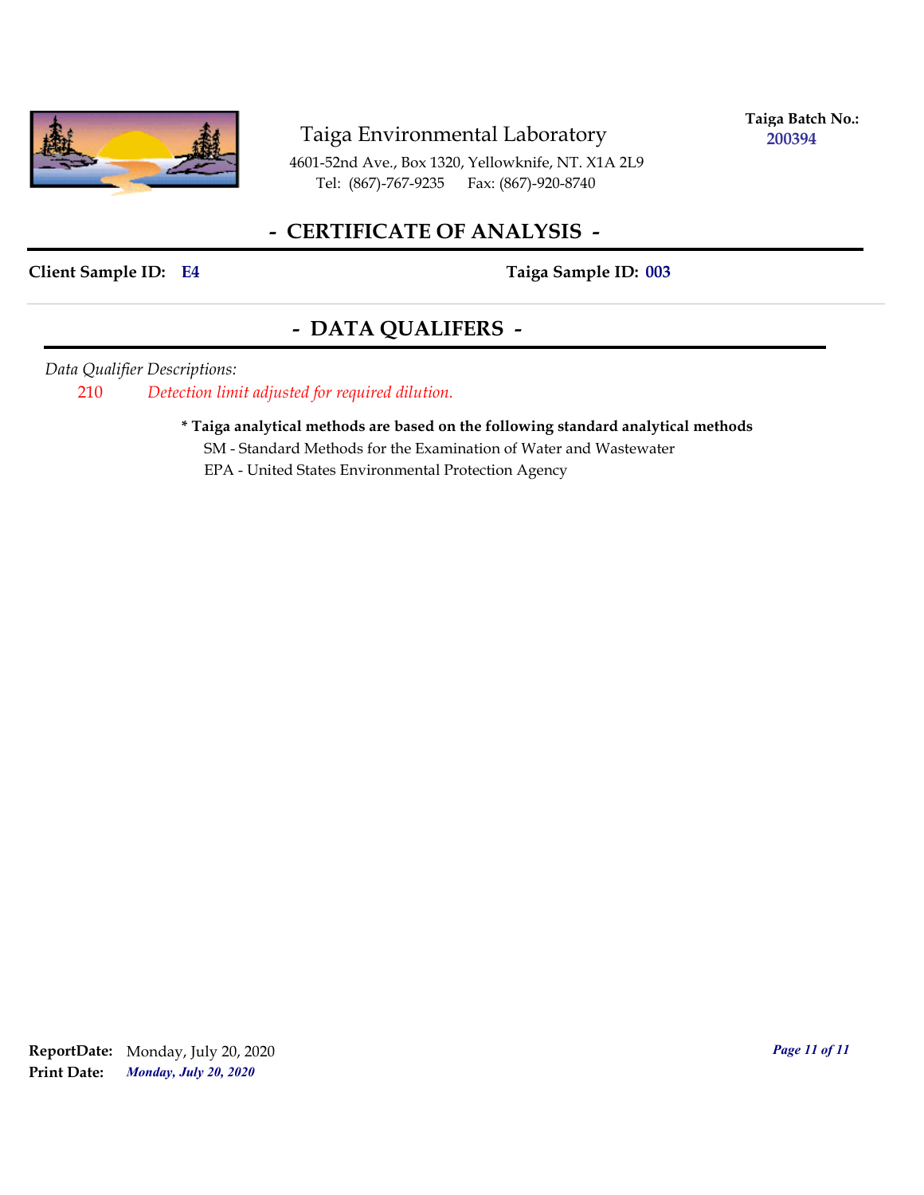Taiga Environmental Laboratory

4601-52nd Ave., Box 1320, Yellowknife, NT. X1A 2L9
Tel: (867)-767-9235 Fax: (867)-920-8740

**Taiga Batch No.:** 200394

## - CERTIFICATE OF ANALYSIS -

**Client Sample ID:** E4 **Taiga Sample ID:** 003

## - DATA QUALIFERS -

*Data Qualifier Descriptions:*

210 *Detection limit adjusted for required dilution.*

**\* Taiga analytical methods are based on the following standard analytical methods**

SM - Standard Methods for the Examination of Water and Wastewater

EPA - United States Environmental Protection Agency

**ReportDate:** Monday, July 20, 2020
**Print Date:** *Monday, July 20, 2020*